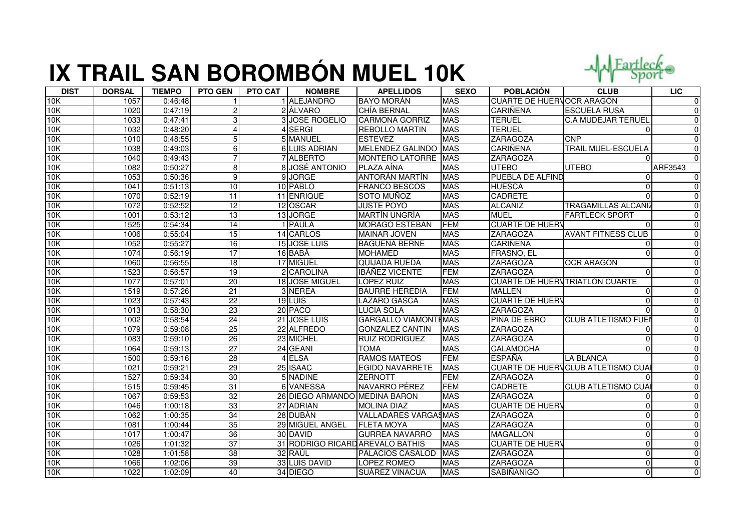# IX TRAIL SAN BOROMBÓN MUEL 10K

| DIST | DORSAL | TIEMPO | PTO GEN | PTO CAT | NOMBRE | APELLIDOS | SEXO | POBLACIÓN | CLUB | LIC |
|---|---|---|---|---|---|---|---|---|---|---|
| 10K | 1057 | 0:46:48 | 1 | 1 | ALEJANDRO | BAYO MORÁN | MAS | CUARTE DE HUERV | OCR ARAGÓN | 0 |
| 10K | 1020 | 0:47:19 | 2 | 2 | ÁLVARO | CHÍA BERNAL | MAS | CARIÑENA | ESCUELA RUSA | 0 |
| 10K | 1033 | 0:47:41 | 3 | 3 | JOSE ROGELIO | CARMONA GORRIZ | MAS | TERUEL | C.A MUDEJAR TERUEL | 0 |
| 10K | 1032 | 0:48:20 | 4 | 4 | SERGI | REBOLLO MARTIN | MAS | TERUEL | 0 | 0 |
| 10K | 1010 | 0:48:55 | 5 | 5 | MANUEL | ESTEVEZ | MAS | ZARAGOZA | CNP | 0 |
| 10K | 1038 | 0:49:03 | 6 | 6 | LUIS ADRIAN | MELENDEZ GALINDO | MAS | CARIÑENA | TRAIL MUEL-ESCUELA | 0 |
| 10K | 1040 | 0:49:43 | 7 | 7 | ALBERTO | MONTERO LATORRE | MAS | ZARAGOZA | 0 | 0 |
| 10K | 1082 | 0:50:27 | 8 | 8 | JOSÉ ANTONIO | PLAZA AÍNA | MAS | UTEBO | UTEBO | ARF3543 |
| 10K | 1053 | 0:50:36 | 9 | 9 | JORGE | ANTORÁN MARTÍN | MAS | PUEBLA DE ALFIND | 0 | 0 |
| 10K | 1041 | 0:51:13 | 10 | 10 | PABLO | FRANCO BESCÓS | MAS | HUESCA | 0 | 0 |
| 10K | 1070 | 0:52:19 | 11 | 11 | ENRIQUE | SOTO MUÑOZ | MAS | CADRETE | 0 | 0 |
| 10K | 1072 | 0:52:52 | 12 | 12 | ÓSCAR | JUSTE POYO | MAS | ALCAÑIZ | TRAGAMILLAS ALCAÑIZ | 0 |
| 10K | 1001 | 0:53:12 | 13 | 13 | JORGE | MARTÍN UNGRÍA | MAS | MUEL | FARTLECK SPORT | 0 |
| 10K | 1525 | 0:54:34 | 14 | 1 | PAULA | MORAGO ESTEBAN | FEM | CUARTE DE HUERV | 0 | 0 |
| 10K | 1006 | 0:55:04 | 15 | 14 | CARLOS | MAINAR JOVEN | MAS | ZARAGOZA | AVANT FITNESS CLUB | 0 |
| 10K | 1052 | 0:55:27 | 16 | 15 | JOSÉ LUIS | BAGUENA BERNE | MAS | CARIÑENA | 0 | 0 |
| 10K | 1074 | 0:56:19 | 17 | 16 | BABÁ | MOHAMED | MAS | FRASNO, EL | 0 | 0 |
| 10K | 1060 | 0:56:55 | 18 | 17 | MIGUEL | QUIJADA RUEDA | MAS | ZARAGOZA | OCR ARAGÓN | 0 |
| 10K | 1523 | 0:56:57 | 19 | 2 | CAROLINA | IBÁÑEZ VICENTE | FEM | ZARAGOZA | 0 | 0 |
| 10K | 1077 | 0:57:01 | 20 | 18 | JOSÉ MIGUEL | LÓPEZ RUIZ | MAS | CUARTE DE HUERV | TRIATLÓN CUARTE | 0 |
| 10K | 1519 | 0:57:26 | 21 | 3 | NEREA | BAURRE HEREDIA | FEM | MALLEN | 0 | 0 |
| 10K | 1023 | 0:57:43 | 22 | 19 | LUIS | LAZARO GASCA | MAS | CUARTE DE HUERV | 0 | 0 |
| 10K | 1013 | 0:58:30 | 23 | 20 | PACO | LUCIA SOLA | MAS | ZARAGOZA | 0 | 0 |
| 10K | 1002 | 0:58:54 | 24 | 21 | JOSE LUIS | GARGALLO VIAMONTE | MAS | PINA DE EBRO | CLUB ATLETISMO FUEN | 0 |
| 10K | 1079 | 0:59:08 | 25 | 22 | ALFREDO | GONZALEZ CANTIN | MAS | ZARAGOZA | 0 | 0 |
| 10K | 1083 | 0:59:10 | 26 | 23 | MICHEL | RUIZ RODRÍGUEZ | MAS | ZARAGOZA | 0 | 0 |
| 10K | 1064 | 0:59:13 | 27 | 24 | GEANI | TOMA | MAS | CALAMOCHA | 0 | 0 |
| 10K | 1500 | 0:59:16 | 28 | 4 | ELSA | RAMOS MATEOS | FEM | ESPAÑA | LA BLANCA | 0 |
| 10K | 1021 | 0:59:21 | 29 | 25 | ISAAC | EGIDO NAVARRETE | MAS | CUARTE DE HUERV | CLUB ATLETISMO CUAR | 0 |
| 10K | 1527 | 0:59:34 | 30 | 5 | NADINE | ZERNOTT | FEM | ZARAGOZA | 0 | 0 |
| 10K | 1515 | 0:59:45 | 31 | 6 | VANESSA | NAVARRO PÉREZ | FEM | CADRETE | CLUB ATLETISMO CUAR | 0 |
| 10K | 1067 | 0:59:53 | 32 | 26 | DIEGO ARMANDO | MEDINA BARON | MAS | ZARAGOZA | 0 | 0 |
| 10K | 1046 | 1:00:18 | 33 | 27 | ADRIAN | MOLINA DIAZ | MAS | CUARTE DE HUERV | 0 | 0 |
| 10K | 1062 | 1:00:35 | 34 | 28 | DUBÁN | VALLADARES VARGAS | MAS | ZARAGOZA | 0 | 0 |
| 10K | 1081 | 1:00:44 | 35 | 29 | MIGUEL ANGEL | FLETA MOYA | MAS | ZARAGOZA | 0 | 0 |
| 10K | 1017 | 1:00:47 | 36 | 30 | DAVID | GURREA NAVARRO | MAS | MAGALLON | 0 | 0 |
| 10K | 1026 | 1:01:32 | 37 | 31 | RODRIGO RICARD | AREVALO BATHIS | MAS | CUARTE DE HUERV | 0 | 0 |
| 10K | 1028 | 1:01:58 | 38 | 32 | RAÚL | PALACIOS CASALOD | MAS | ZARAGOZA | 0 | 0 |
| 10K | 1066 | 1:02:06 | 39 | 33 | LUIS DAVID | LÓPEZ ROMEO | MAS | ZARAGOZA | 0 | 0 |
| 10K | 1022 | 1:02:09 | 40 | 34 | DIEGO | SUÁREZ VINACUA | MAS | SABIÑANIGO | 0 | 0 |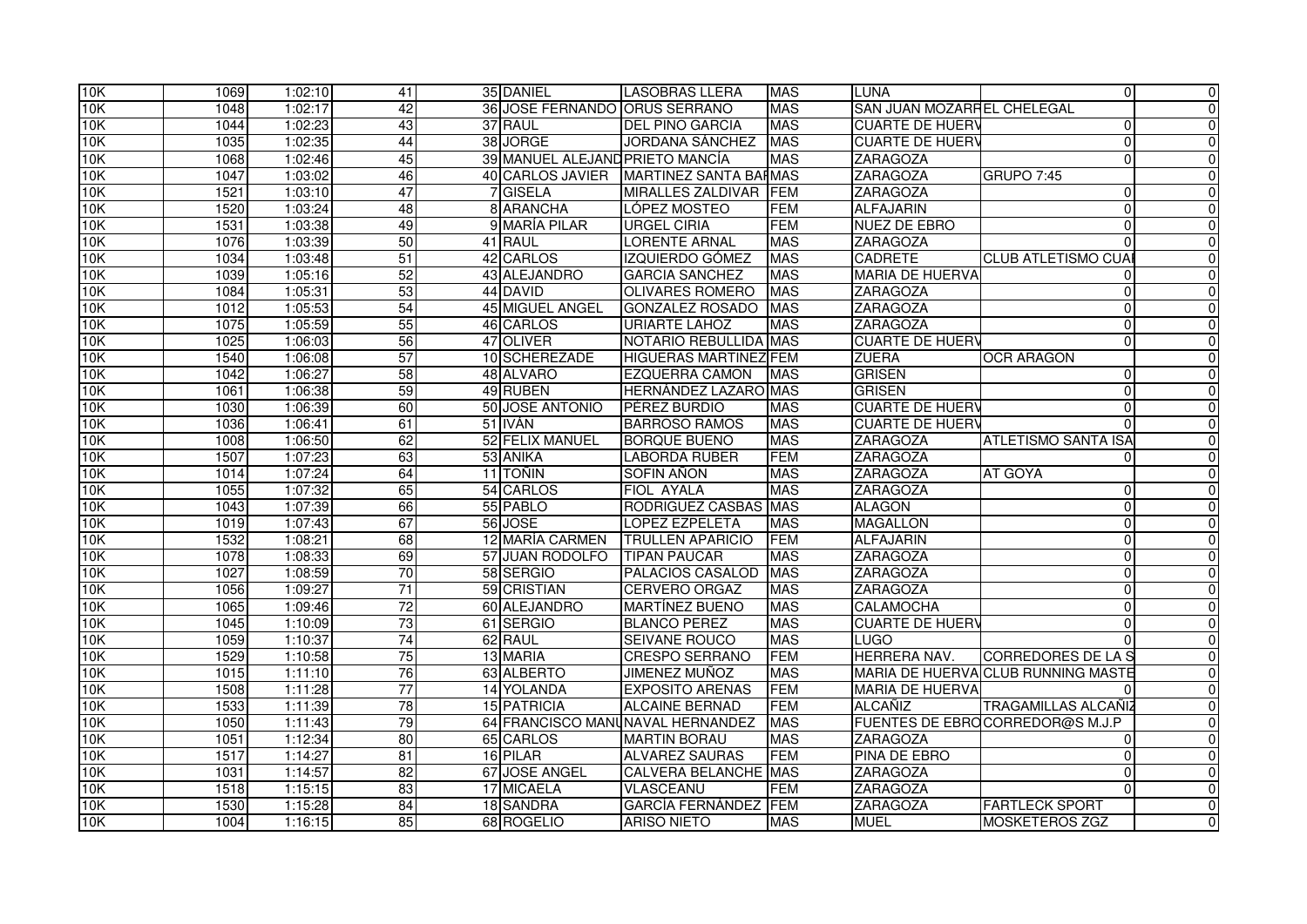| | | | | | | | | | | | |
|---|---|---|---|---|---|---|---|---|---|---|---|
| 10K | 1069 | 1:02:10 | 41 | 35 | DANIEL | LASOBRAS LLERA | MAS | LUNA | 0 | | 0 |
| 10K | 1048 | 1:02:17 | 42 | 36 | JOSE FERNANDO | ORUS SERRANO | MAS | SAN JUAN MOZARR | EL CHELEGAL | | 0 |
| 10K | 1044 | 1:02:23 | 43 | 37 | RAUL | DEL PINO GARCIA | MAS | CUARTE DE HUERV | 0 | | 0 |
| 10K | 1035 | 1:02:35 | 44 | 38 | JORGE | JORDANA SÁNCHEZ | MAS | CUARTE DE HUERV | 0 | | 0 |
| 10K | 1068 | 1:02:46 | 45 | 39 | MANUEL ALEJAND | PRIETO MANCÍA | MAS | ZARAGOZA | 0 | | 0 |
| 10K | 1047 | 1:03:02 | 46 | 40 | CARLOS JAVIER | MARTINEZ SANTA BAR | MAS | ZARAGOZA | GRUPO 7:45 | | 0 |
| 10K | 1521 | 1:03:10 | 47 | 7 | GISELA | MIRALLES ZALDIVAR | FEM | ZARAGOZA | 0 | | 0 |
| 10K | 1520 | 1:03:24 | 48 | 8 | ARANCHA | LÓPEZ MOSTEO | FEM | ALFAJARIN | 0 | | 0 |
| 10K | 1531 | 1:03:38 | 49 | 9 | MARÍA PILAR | URGEL CIRIA | FEM | NUEZ DE EBRO | 0 | | 0 |
| 10K | 1076 | 1:03:39 | 50 | 41 | RAUL | LORENTE ARNAL | MAS | ZARAGOZA | 0 | | 0 |
| 10K | 1034 | 1:03:48 | 51 | 42 | CARLOS | IZQUIERDO GÓMEZ | MAS | CADRETE | CLUB ATLETISMO CUA | | 0 |
| 10K | 1039 | 1:05:16 | 52 | 43 | ALEJANDRO | GARCIA SANCHEZ | MAS | MARIA DE HUERVA | 0 | | 0 |
| 10K | 1084 | 1:05:31 | 53 | 44 | DAVID | OLIVARES ROMERO | MAS | ZARAGOZA | 0 | | 0 |
| 10K | 1012 | 1:05:53 | 54 | 45 | MIGUEL ANGEL | GONZALEZ ROSADO | MAS | ZARAGOZA | 0 | | 0 |
| 10K | 1075 | 1:05:59 | 55 | 46 | CARLOS | URIARTE LAHOZ | MAS | ZARAGOZA | 0 | | 0 |
| 10K | 1025 | 1:06:03 | 56 | 47 | OLIVER | NOTARIO REBULLIDA | MAS | CUARTE DE HUERV | 0 | | 0 |
| 10K | 1540 | 1:06:08 | 57 | 10 | SCHEREZADE | HIGUERAS MARTINEZ | FEM | ZUERA | OCR ARAGON | | 0 |
| 10K | 1042 | 1:06:27 | 58 | 48 | ALVARO | EZQUERRA CAMON | MAS | GRISEN | 0 | | 0 |
| 10K | 1061 | 1:06:38 | 59 | 49 | RUBEN | HERNÁNDEZ LAZARO | MAS | GRISEN | 0 | | 0 |
| 10K | 1030 | 1:06:39 | 60 | 50 | JOSE ANTONIO | PÉREZ BURDIO | MAS | CUARTE DE HUERV | 0 | | 0 |
| 10K | 1036 | 1:06:41 | 61 | 51 | IVÁN | BARROSO RAMOS | MAS | CUARTE DE HUERV | 0 | | 0 |
| 10K | 1008 | 1:06:50 | 62 | 52 | FELIX MANUEL | BORQUE BUENO | MAS | ZARAGOZA | ATLETISMO SANTA ISA | | 0 |
| 10K | 1507 | 1:07:23 | 63 | 53 | ANIKA | LABORDA RUBER | FEM | ZARAGOZA | 0 | | 0 |
| 10K | 1014 | 1:07:24 | 64 | 11 | TOÑIN | SOFIN AÑON | MAS | ZARAGOZA | AT GOYA | | 0 |
| 10K | 1055 | 1:07:32 | 65 | 54 | CARLOS | FIOL AYALA | MAS | ZARAGOZA | 0 | | 0 |
| 10K | 1043 | 1:07:39 | 66 | 55 | PABLO | RODRIGUEZ CASBAS | MAS | ALAGON | 0 | | 0 |
| 10K | 1019 | 1:07:43 | 67 | 56 | JOSE | LOPEZ EZPELETA | MAS | MAGALLON | 0 | | 0 |
| 10K | 1532 | 1:08:21 | 68 | 12 | MARÍA CARMEN | TRULLEN APARICIO | FEM | ALFAJARIN | 0 | | 0 |
| 10K | 1078 | 1:08:33 | 69 | 57 | JUAN RODOLFO | TIPAN PAUCAR | MAS | ZARAGOZA | 0 | | 0 |
| 10K | 1027 | 1:08:59 | 70 | 58 | SERGIO | PALACIOS CASALOD | MAS | ZARAGOZA | 0 | | 0 |
| 10K | 1056 | 1:09:27 | 71 | 59 | CRISTIAN | CERVERO ORGAZ | MAS | ZARAGOZA | 0 | | 0 |
| 10K | 1065 | 1:09:46 | 72 | 60 | ALEJANDRO | MARTÍNEZ BUENO | MAS | CALAMOCHA | 0 | | 0 |
| 10K | 1045 | 1:10:09 | 73 | 61 | SERGIO | BLANCO PEREZ | MAS | CUARTE DE HUERV | 0 | | 0 |
| 10K | 1059 | 1:10:37 | 74 | 62 | RAUL | SEIVANE ROUCO | MAS | LUGO | 0 | | 0 |
| 10K | 1529 | 1:10:58 | 75 | 13 | MARIA | CRESPO SERRANO | FEM | HERRERA NAV. | CORREDORES DE LA S | | 0 |
| 10K | 1015 | 1:11:10 | 76 | 63 | ALBERTO | JIMENEZ MUÑOZ | MAS | MARIA DE HUERVA | CLUB RUNNING MASTE | | 0 |
| 10K | 1508 | 1:11:28 | 77 | 14 | YOLANDA | EXPOSITO ARENAS | FEM | MARIA DE HUERVA | 0 | | 0 |
| 10K | 1533 | 1:11:39 | 78 | 15 | PATRICIA | ALCAINE BERNAD | FEM | ALCAÑIZ | TRAGAMILLAS ALCAÑIZ | | 0 |
| 10K | 1050 | 1:11:43 | 79 | 64 | FRANCISCO MANU | NAVAL HERNANDEZ | MAS | FUENTES DE EBRO | CORREDOR@S M.J.P | | 0 |
| 10K | 1051 | 1:12:34 | 80 | 65 | CARLOS | MARTIN BORAU | MAS | ZARAGOZA | 0 | | 0 |
| 10K | 1517 | 1:14:27 | 81 | 16 | PILAR | ALVAREZ SAURAS | FEM | PINA DE EBRO | 0 | | 0 |
| 10K | 1031 | 1:14:57 | 82 | 67 | JOSE ANGEL | CALVERA BELANCHE | MAS | ZARAGOZA | 0 | | 0 |
| 10K | 1518 | 1:15:15 | 83 | 17 | MICAELA | VLASCEANU | FEM | ZARAGOZA | 0 | | 0 |
| 10K | 1530 | 1:15:28 | 84 | 18 | SANDRA | GARCÍA FERNÁNDEZ | FEM | ZARAGOZA | FARTLECK SPORT | | 0 |
| 10K | 1004 | 1:16:15 | 85 | 68 | ROGELIO | ARISO NIETO | MAS | MUEL | MOSKETEROS ZGZ | | 0 |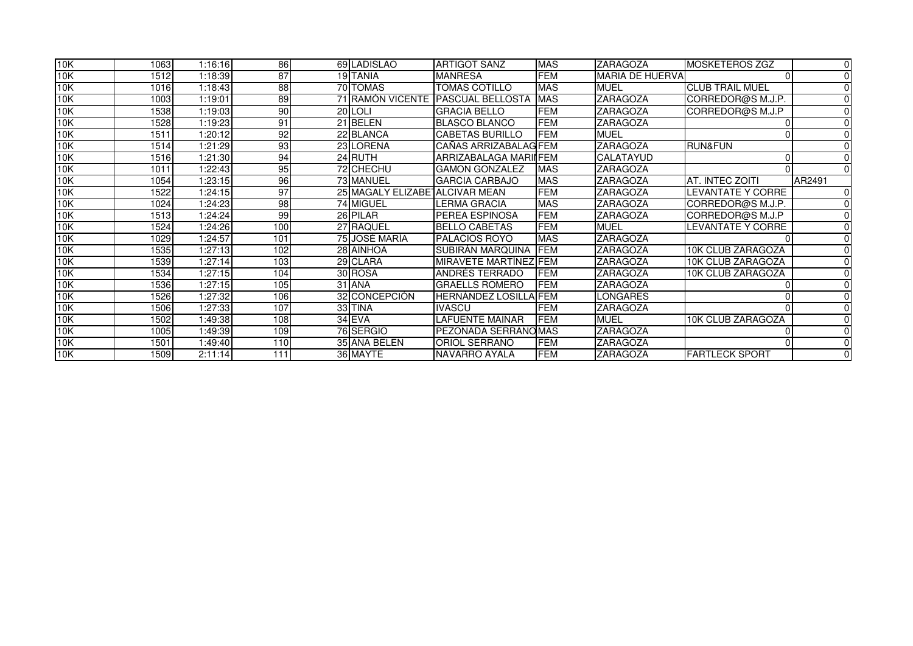| | | | | | | | | | | |
|---|---|---|---|---|---|---|---|---|---|---|
| 10K | 1063 | 1:16:16 | 86 | 69 | LADISLAO | ARTIGOT SANZ | MAS | ZARAGOZA | MOSKETEROS ZGZ | 0 |
| 10K | 1512 | 1:18:39 | 87 | 19 | TANIA | MANRESA | FEM | MARIA DE HUERVA | 0 | 0 |
| 10K | 1016 | 1:18:43 | 88 | 70 | TOMAS | TOMAS COTILLO | MAS | MUEL | CLUB TRAIL MUEL | 0 |
| 10K | 1003 | 1:19:01 | 89 | 71 | RAMÓN VICENTE | PASCUAL BELLOSTA | MAS | ZARAGOZA | CORREDOR@S M.J.P. | 0 |
| 10K | 1538 | 1:19:03 | 90 | 20 | LOLI | GRACIA BELLO | FEM | ZARAGOZA | CORREDOR@S M.J.P | 0 |
| 10K | 1528 | 1:19:23 | 91 | 21 | BELEN | BLASCO BLANCO | FEM | ZARAGOZA | 0 | 0 |
| 10K | 1511 | 1:20:12 | 92 | 22 | BLANCA | CABETAS BURILLO | FEM | MUEL | 0 | 0 |
| 10K | 1514 | 1:21:29 | 93 | 23 | LORENA | CAÑAS ARRIZABALAG | FEM | ZARAGOZA | RUN&FUN | 0 |
| 10K | 1516 | 1:21:30 | 94 | 24 | RUTH | ARRIZABALAGA MARI | FEM | CALATAYUD | 0 | 0 |
| 10K | 1011 | 1:22:43 | 95 | 72 | CHECHU | GAMON GONZALEZ | MAS | ZARAGOZA | 0 | 0 |
| 10K | 1054 | 1:23:15 | 96 | 73 | MANUEL | GARCIA CARBAJO | MAS | ZARAGOZA | AT. INTEC ZOITI | AR2491 |
| 10K | 1522 | 1:24:15 | 97 | 25 | MAGALY ELIZABE | ALCIVAR MEAN | FEM | ZARAGOZA | LEVANTATE Y CORRE | 0 |
| 10K | 1024 | 1:24:23 | 98 | 74 | MIGUEL | LERMA GRACIA | MAS | ZARAGOZA | CORREDOR@S M.J.P. | 0 |
| 10K | 1513 | 1:24:24 | 99 | 26 | PILAR | PEREA ESPINOSA | FEM | ZARAGOZA | CORREDOR@S M.J.P | 0 |
| 10K | 1524 | 1:24:26 | 100 | 27 | RAQUEL | BELLO CABETAS | FEM | MUEL | LEVANTATE Y CORRE | 0 |
| 10K | 1029 | 1:24:57 | 101 | 75 | JOSÉ MARÍA | PALACIOS ROYO | MAS | ZARAGOZA | 0 | 0 |
| 10K | 1535 | 1:27:13 | 102 | 28 | AINHOA | SUBIRÁN MARQUINA | FEM | ZARAGOZA | 10K CLUB ZARAGOZA | 0 |
| 10K | 1539 | 1:27:14 | 103 | 29 | CLARA | MIRAVETE MARTÍNEZ | FEM | ZARAGOZA | 10K CLUB ZARAGOZA | 0 |
| 10K | 1534 | 1:27:15 | 104 | 30 | ROSA | ANDRÉS TERRADO | FEM | ZARAGOZA | 10K CLUB ZARAGOZA | 0 |
| 10K | 1536 | 1:27:15 | 105 | 31 | ANA | GRAELLS ROMERO | FEM | ZARAGOZA | 0 | 0 |
| 10K | 1526 | 1:27:32 | 106 | 32 | CONCEPCIÓN | HERNÁNDEZ LOSILLA | FEM | LONGARES | 0 | 0 |
| 10K | 1506 | 1:27:33 | 107 | 33 | TINA | IVASCU | FEM | ZARAGOZA | 0 | 0 |
| 10K | 1502 | 1:49:38 | 108 | 34 | EVA | LAFUENTE MAINAR | FEM | MUEL | 10K CLUB ZARAGOZA | 0 |
| 10K | 1005 | 1:49:39 | 109 | 76 | SERGIO | PEZONADA SERRANO | MAS | ZARAGOZA | 0 | 0 |
| 10K | 1501 | 1:49:40 | 110 | 35 | ANA BELEN | ORIOL SERRANO | FEM | ZARAGOZA | 0 | 0 |
| 10K | 1509 | 2:11:14 | 111 | 36 | MAYTE | NAVARRO AYALA | FEM | ZARAGOZA | FARTLECK SPORT | 0 |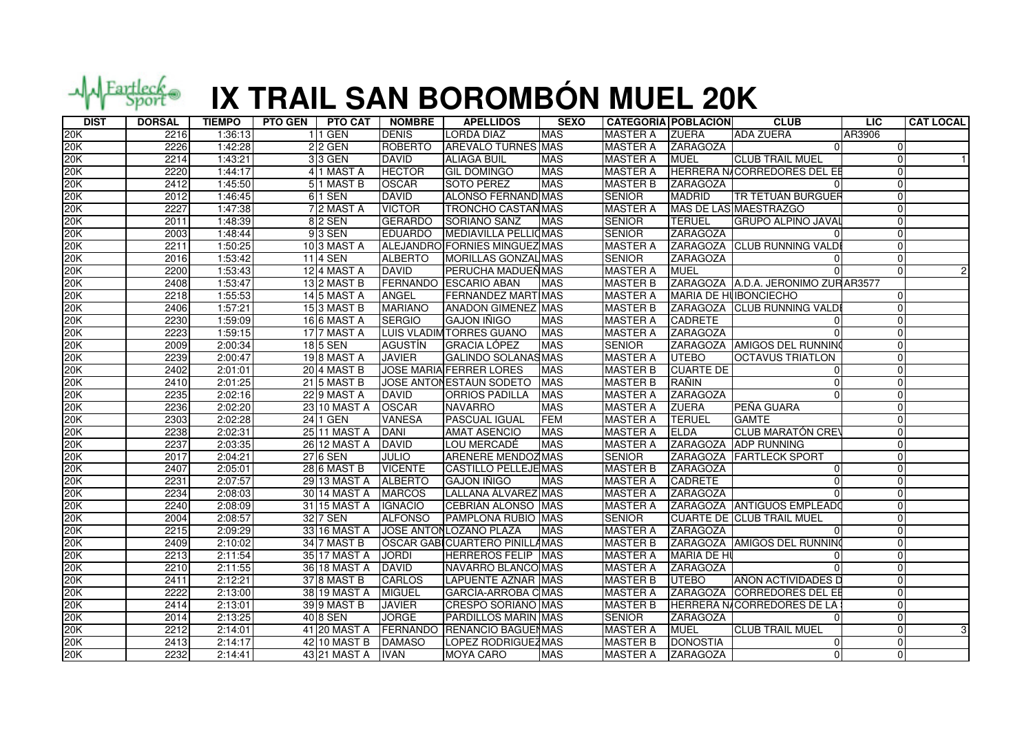# IX TRAIL SAN BOROMBÓN MUEL 20K

| DIST | DORSAL | TIEMPO | PTO GEN | PTO CAT | NOMBRE | APELLIDOS | SEXO | CATEGORIA | POBLACIÓN | CLUB | LIC | CAT LOCAL |
|---|---|---|---|---|---|---|---|---|---|---|---|---|
| 20K | 2216 | 1:36:13 | 1 | 1 GEN | DENIS | LORDA DIAZ | MAS | MASTER A | ZUERA | ADA ZUERA | AR3906 | |
| 20K | 2226 | 1:42:28 | 2 | 2 GEN | ROBERTO | AREVALO TURNES | MAS | MASTER A | ZARAGOZA | 0 | 0 | |
| 20K | 2214 | 1:43:21 | 3 | 3 GEN | DAVID | ALIAGA BUIL | MAS | MASTER A | MUEL | CLUB TRAIL MUEL | 0 | 1 |
| 20K | 2220 | 1:44:17 | 4 | 1 MAST A | HECTOR | GIL DOMINGO | MAS | MASTER A | HERRERA N | CORREDORES DEL EB | 0 | |
| 20K | 2412 | 1:45:50 | 5 | 1 MAST B | OSCAR | SOTO PÉREZ | MAS | MASTER B | ZARAGOZA | 0 | 0 | |
| 20K | 2012 | 1:46:45 | 6 | 1 SEN | DAVID | ALONSO FERNAND | MAS | SENIOR | MADRID | TR TETUÁN BURGUER | 0 | |
| 20K | 2227 | 1:47:38 | 7 | 2 MAST A | VICTOR | TRONCHO CASTAÑ | MAS | MASTER A | MAS DE LAS | MAESTRAZGO | 0 | |
| 20K | 2011 | 1:48:39 | 8 | 2 SEN | GERARDO | SORIANO SANZ | MAS | SENIOR | TERUEL | GRUPO ALPINO JAVAL | 0 | |
| 20K | 2003 | 1:48:44 | 9 | 3 SEN | EDUARDO | MEDIAVILLA PELLIC | MAS | SENIOR | ZARAGOZA | 0 | 0 | |
| 20K | 2211 | 1:50:25 | 10 | 3 MAST A | ALEJANDRO | FORNIES MINGUEZ | MAS | MASTER A | ZARAGOZA | CLUB RUNNING VALDE | 0 | |
| 20K | 2016 | 1:53:42 | 11 | 4 SEN | ALBERTO | MORILLAS GONZAL | MAS | SENIOR | ZARAGOZA | 0 | 0 | |
| 20K | 2200 | 1:53:43 | 12 | 4 MAST A | DAVID | PERUCHA MADUEÑ | MAS | MASTER A | MUEL | 0 | 0 | 2 |
| 20K | 2408 | 1:53:47 | 13 | 2 MAST B | FERNANDO | ESCARIO ABAN | MAS | MASTER B | ZARAGOZA | A.D.A. JERONIMO ZUR | AR3577 | |
| 20K | 2218 | 1:55:53 | 14 | 5 MAST A | ANGEL | FERNANDEZ MART | MAS | MASTER A | MARIA DE HU | IBONCIECHO | 0 | |
| 20K | 2406 | 1:57:21 | 15 | 3 MAST B | MARIANO | ANADON GIMENEZ | MAS | MASTER B | ZARAGOZA | CLUB RUNNING VALDE | 0 | |
| 20K | 2230 | 1:59:09 | 16 | 6 MAST A | SERGIO | GAJON IÑIGO | MAS | MASTER A | CADRETE | 0 | 0 | |
| 20K | 2223 | 1:59:15 | 17 | 7 MAST A | LUIS VLADIM | TORRES GUANO | MAS | MASTER A | ZARAGOZA | 0 | 0 | |
| 20K | 2009 | 2:00:34 | 18 | 5 SEN | AGUSTÍN | GRACIA LÓPEZ | MAS | SENIOR | ZARAGOZA | AMIGOS DEL RUNNIN | 0 | |
| 20K | 2239 | 2:00:47 | 19 | 8 MAST A | JAVIER | GALINDO SOLANAS | MAS | MASTER A | UTEBO | OCTAVUS TRIATLON | 0 | |
| 20K | 2402 | 2:01:01 | 20 | 4 MAST B | JOSE MARIA | FERRER LORES | MAS | MASTER B | CUARTE DE | 0 | 0 | |
| 20K | 2410 | 2:01:25 | 21 | 5 MAST B | JOSE ANTON | ESTAUN SODETO | MAS | MASTER B | RAÑIN | 0 | 0 | |
| 20K | 2235 | 2:02:16 | 22 | 9 MAST A | DAVID | ORRIOS PADILLA | MAS | MASTER A | ZARAGOZA | 0 | 0 | |
| 20K | 2236 | 2:02:20 | 23 | 10 MAST A | OSCAR | NAVARRO | MAS | MASTER A | ZUERA | PEÑA GUARA | 0 | |
| 20K | 2303 | 2:02:28 | 24 | 1 GEN | VANESA | PASCUAL IGUAL | FEM | MASTER A | TERUEL | GAMTE | 0 | |
| 20K | 2238 | 2:02:31 | 25 | 11 MAST A | DANI | AMAT ASENCIO | MAS | MASTER A | ELDA | CLUB MARATÓN CREV | 0 | |
| 20K | 2237 | 2:03:35 | 26 | 12 MAST A | DAVID | LOU MERCADÉ | MAS | MASTER A | ZARAGOZA | ADP RUNNING | 0 | |
| 20K | 2017 | 2:04:21 | 27 | 6 SEN | JULIO | ARENERE MENDOZ | MAS | SENIOR | ZARAGOZA | FARTLECK SPORT | 0 | |
| 20K | 2407 | 2:05:01 | 28 | 6 MAST B | VICENTE | CASTILLO PELLEJE | MAS | MASTER B | ZARAGOZA | 0 | 0 | |
| 20K | 2231 | 2:07:57 | 29 | 13 MAST A | ALBERTO | GAJON IÑIGO | MAS | MASTER A | CADRETE | 0 | 0 | |
| 20K | 2234 | 2:08:03 | 30 | 14 MAST A | MARCOS | LALLANA ÁLVAREZ | MAS | MASTER A | ZARAGOZA | 0 | 0 | |
| 20K | 2240 | 2:08:09 | 31 | 15 MAST A | IGNACIO | CEBRIÁN ALONSO | MAS | MASTER A | ZARAGOZA | ANTIGUOS EMPLEADO | 0 | |
| 20K | 2004 | 2:08:57 | 32 | 7 SEN | ALFONSO | PAMPLONA RUBIO | MAS | SENIOR | CUARTE DE | CLUB TRAIL MUEL | 0 | |
| 20K | 2215 | 2:09:29 | 33 | 16 MAST A | JOSE ANTON | LOZANO PLAZA | MAS | MASTER A | ZARAGOZA | 0 | 0 | |
| 20K | 2409 | 2:10:02 | 34 | 7 MAST B | OSCAR GABI | CUARTERO PINILLA | MAS | MASTER B | ZARAGOZA | AMIGOS DEL RUNNIN | 0 | |
| 20K | 2213 | 2:11:54 | 35 | 17 MAST A | JORDI | HERREROS FELIP | MAS | MASTER A | MARIA DE HU | 0 | 0 | |
| 20K | 2210 | 2:11:55 | 36 | 18 MAST A | DAVID | NAVARRO BLANCO | MAS | MASTER A | ZARAGOZA | 0 | 0 | |
| 20K | 2411 | 2:12:21 | 37 | 8 MAST B | CARLOS | LAPUENTE AZNAR | MAS | MASTER B | UTEBO | AÑON ACTIVIDADES D | 0 | |
| 20K | 2222 | 2:13:00 | 38 | 19 MAST A | MIGUEL | GARCÍA-ARROBA C | MAS | MASTER A | ZARAGOZA | CORREDORES DEL EB | 0 | |
| 20K | 2414 | 2:13:01 | 39 | 9 MAST B | JAVIER | CRESPO SORIANO | MAS | MASTER B | HERRERA N | CORREDORES DE LA | 0 | |
| 20K | 2014 | 2:13:25 | 40 | 8 SEN | JORGE | PARDILLOS MARIN | MAS | SENIOR | ZARAGOZA | 0 | 0 | |
| 20K | 2212 | 2:14:01 | 41 | 20 MAST A | FERNANDO | RENANCIO BAGUEN | MAS | MASTER A | MUEL | CLUB TRAIL MUEL | 0 | 3 |
| 20K | 2413 | 2:14:17 | 42 | 10 MAST B | DAMASO | LOPEZ RODRIGUEZ | MAS | MASTER B | DONOSTIA | 0 | 0 | |
| 20K | 2232 | 2:14:41 | 43 | 21 MAST A | IVAN | MOYA CARO | MAS | MASTER A | ZARAGOZA | 0 | 0 | |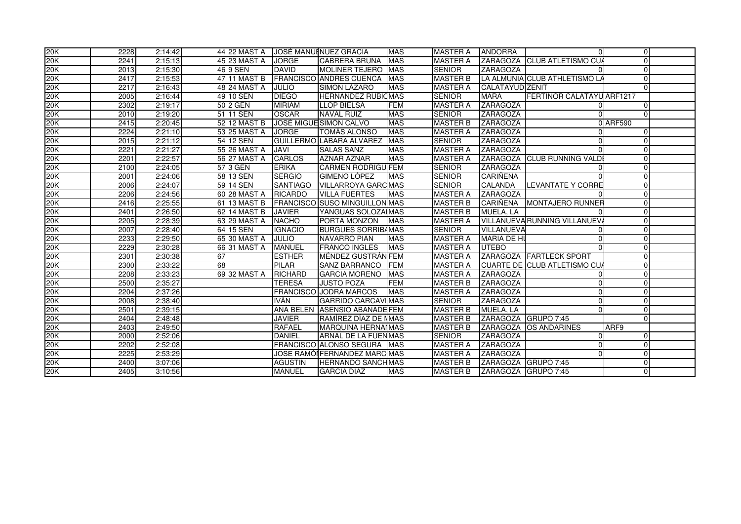| | | | | | | | | | | | | |
|---|---|---|---|---|---|---|---|---|---|---|---|---|
| 20K | 2228 | 2:14:42 | 44 | 22 MAST A | JOSÉ MANUE | NUEZ GRACIA | MAS | MASTER A | ANDORRA | 0 | 0 | |
| 20K | 2241 | 2:15:13 | 45 | 23 MAST A | JORGE | CABRERA BRUNA | MAS | MASTER A | ZARAGOZA | CLUB ATLETISMO CUA | 0 | |
| 20K | 2013 | 2:15:30 | 46 | 9 SEN | DAVID | MOLINER TEJERO | MAS | SENIOR | ZARAGOZA | 0 | 0 | |
| 20K | 2417 | 2:15:53 | 47 | 11 MAST B | FRANCISCO | ANDRÉS CUENCA | MAS | MASTER B | LA ALMUNIA | CLUB ATHLETISMO LA | 0 | |
| 20K | 2217 | 2:16:43 | 48 | 24 MAST A | JULIO | SIMÓN LÁZARO | MAS | MASTER A | CALATAYUD | ZENIT | 0 | |
| 20K | 2005 | 2:16:44 | 49 | 10 SEN | DIEGO | HERNÁNDEZ RUBIO | MAS | SENIOR | MARA | FERTINOR CALATAYU | ARF1217 | |
| 20K | 2302 | 2:19:17 | 50 | 2 GEN | MIRIAM | LLOP BIELSA | FEM | MASTER A | ZARAGOZA | 0 | 0 | |
| 20K | 2010 | 2:19:20 | 51 | 11 SEN | ÓSCAR | NAVAL RUIZ | MAS | SENIOR | ZARAGOZA | 0 | 0 | |
| 20K | 2415 | 2:20:45 | 52 | 12 MAST B | JOSÉ MIGUE | SIMÓN CALVO | MAS | MASTER B | ZARAGOZA | 0 | ARF590 | |
| 20K | 2224 | 2:21:10 | 53 | 25 MAST A | JORGE | TOMÁS ALONSO | MAS | MASTER A | ZARAGOZA | 0 | 0 | |
| 20K | 2015 | 2:21:12 | 54 | 12 SEN | GUILLERMO | LABARA ALVAREZ | MAS | SENIOR | ZARAGOZA | 0 | 0 | |
| 20K | 2221 | 2:21:27 | 55 | 26 MAST A | JAVI | SALAS SANZ | MAS | MASTER A | ZARAGOZA | 0 | 0 | |
| 20K | 2201 | 2:22:57 | 56 | 27 MAST A | CARLOS | AZNAR AZNAR | MAS | MASTER A | ZARAGOZA | CLUB RUNNING VALDE | 0 | |
| 20K | 2100 | 2:24:05 | 57 | 3 GEN | ERIKA | CARMEN RODRIGU | FEM | SENIOR | ZARAGOZA | 0 | 0 | |
| 20K | 2001 | 2:24:06 | 58 | 13 SEN | SERGIO | GIMENO LÓPEZ | MAS | SENIOR | CARIÑENA | 0 | 0 | |
| 20K | 2006 | 2:24:07 | 59 | 14 SEN | SANTIAGO | VILLARROYA GARC | MAS | SENIOR | CALANDA | LEVANTATE Y CORRE | 0 | |
| 20K | 2206 | 2:24:56 | 60 | 28 MAST A | RICARDO | VILLA FUERTES | MAS | MASTER A | ZARAGOZA | 0 | 0 | |
| 20K | 2416 | 2:25:55 | 61 | 13 MAST B | FRANCISCO | SUSO MINGUILLON | MAS | MASTER B | CARIÑENA | MONTAJERO RUNNER | 0 | |
| 20K | 2401 | 2:26:50 | 62 | 14 MAST B | JAVIER | YANGUAS SOLOZA | MAS | MASTER B | MUELA, LA | 0 | 0 | |
| 20K | 2205 | 2:28:39 | 63 | 29 MAST A | NACHO | PORTA MONZON | MAS | MASTER A | VILLANUEVA | RUNNING VILLANUEVA | 0 | |
| 20K | 2007 | 2:28:40 | 64 | 15 SEN | IGNACIO | BURGUES SORRIBA | MAS | SENIOR | VILLANUEVA | 0 | 0 | |
| 20K | 2233 | 2:29:50 | 65 | 30 MAST A | JULIO | NAVARRO PIAN | MAS | MASTER A | MARIA DE HU | 0 | 0 | |
| 20K | 2229 | 2:30:28 | 66 | 31 MAST A | MANUEL | FRANCO INGLES | MAS | MASTER A | UTEBO | 0 | 0 | |
| 20K | 2301 | 2:30:38 | 67 | | ESTHER | MÉNDEZ GUSTRÁN | FEM | MASTER A | ZARAGOZA | FARTLECK SPORT | 0 | |
| 20K | 2300 | 2:33:22 | 68 | | PILAR | SANZ BARRANCO | FEM | MASTER A | CUARTE DE | CLUB ATLETISMO CUA | 0 | |
| 20K | 2208 | 2:33:23 | 69 | 32 MAST A | RICHARD | GARCIA MORENO | MAS | MASTER A | ZARAGOZA | 0 | 0 | |
| 20K | 2500 | 2:35:27 | | | TERESA | JUSTO POZA | FEM | MASTER B | ZARAGOZA | 0 | 0 | |
| 20K | 2204 | 2:37:26 | | | FRANCISCO | JODRA MARCOS | MAS | MASTER A | ZARAGOZA | 0 | 0 | |
| 20K | 2008 | 2:38:40 | | | IVÁN | GARRIDO CARCAVI | MAS | SENIOR | ZARAGOZA | 0 | 0 | |
| 20K | 2501 | 2:39:15 | | | ANA BELEN | ASENSIO ABANADE | FEM | MASTER B | MUELA, LA | 0 | 0 | |
| 20K | 2404 | 2:48:48 | | | JAVIER | RAMÍREZ DÍAZ DE M | MAS | MASTER B | ZARAGOZA | GRUPO 7:45 | 0 | |
| 20K | 2403 | 2:49:50 | | | RAFAEL | MARQUINA HERNAN | MAS | MASTER B | ZARAGOZA | OS ANDARINES | ARF9 | |
| 20K | 2000 | 2:52:06 | | | DANIEL | ARNAL DE LA FUEN | MAS | SENIOR | ZARAGOZA | 0 | 0 | |
| 20K | 2202 | 2:52:08 | | | FRANCISCO | ALONSO SEGURA | MAS | MASTER A | ZARAGOZA | 0 | 0 | |
| 20K | 2225 | 2:53:29 | | | JOSE RAMÓN | FERNÁNDEZ MARC | MAS | MASTER A | ZARAGOZA | 0 | 0 | |
| 20K | 2400 | 3:07:06 | | | AGUSTIN | HERNANDO SANCH | MAS | MASTER B | ZARAGOZA | GRUPO 7:45 | 0 | |
| 20K | 2405 | 3:10:56 | | | MANUEL | GARCIA DIAZ | MAS | MASTER B | ZARAGOZA | GRUPO 7:45 | 0 | |